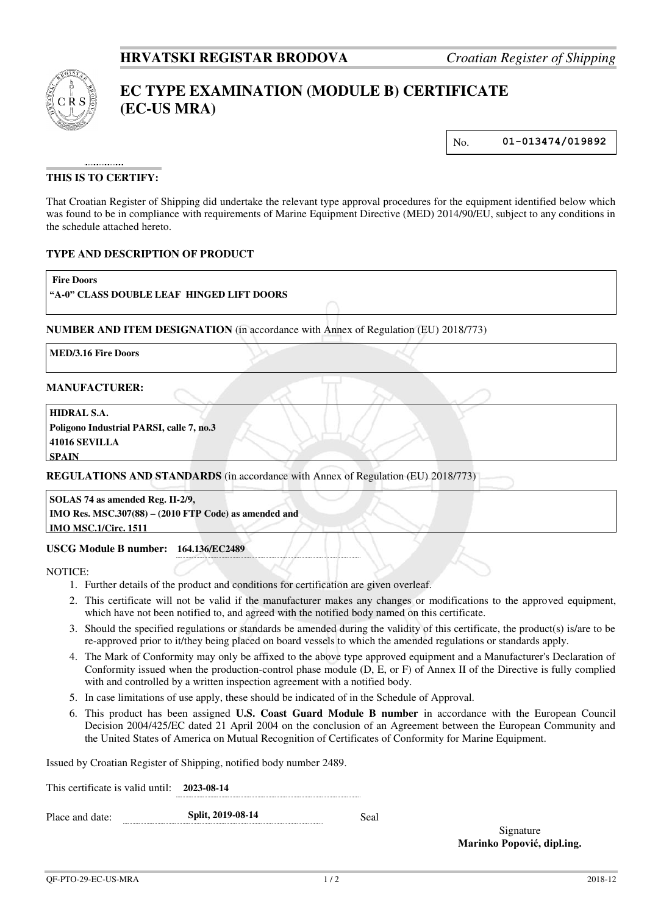**HRVATSKI REGISTAR BRODOVA** *Croatian Register of Shipping*

# EC TYPE EXAMINATION (MODULE B) CERTIFICATE (EC-US MRA)

No. **01-013474/019892**

**THIS IS TO CERTIFY:**

That Croatian Register of Shipping did undertake the relevant type approval procedures for the equipment identified below which was found to be in compliance with requirements of Marine Equipment Directive (MED) 2014/90/EU, subject to any conditions in the schedule attached hereto.

**TYPE AND DESCRIPTION OF PRODUCT**

**Fire Doors**
**"A-0" CLASS DOUBLE LEAF HINGED LIFT DOORS**

**NUMBER AND ITEM DESIGNATION** (in accordance with Annex of Regulation (EU) 2018/773)

**MED/3.16 Fire Doors**

**MANUFACTURER:**

**HIDRAL S.A.**
**Poligono Industrial PARSI, calle 7, no.3**
**41016 SEVILLA**
**SPAIN**

**REGULATIONS AND STANDARDS** (in accordance with Annex of Regulation (EU) 2018/773)

**SOLAS 74 as amended Reg. II-2/9,**
**IMO Res. MSC.307(88) – (2010 FTP Code) as amended and**
**IMO MSC.1/Circ. 1511**

**USCG Module B number:** **164.136/EC2489**

NOTICE:

1. Further details of the product and conditions for certification are given overleaf.
2. This certificate will not be valid if the manufacturer makes any changes or modifications to the approved equipment, which have not been notified to, and agreed with the notified body named on this certificate.
3. Should the specified regulations or standards be amended during the validity of this certificate, the product(s) is/are to be re-approved prior to it/they being placed on board vessels to which the amended regulations or standards apply.
4. The Mark of Conformity may only be affixed to the above type approved equipment and a Manufacturer's Declaration of Conformity issued when the production-control phase module (D, E, or F) of Annex II of the Directive is fully complied with and controlled by a written inspection agreement with a notified body.
5. In case limitations of use apply, these should be indicated of in the Schedule of Approval.
6. This product has been assigned **U.S. Coast Guard Module B number** in accordance with the European Council Decision 2004/425/EC dated 21 April 2004 on the conclusion of an Agreement between the European Community and the United States of America on Mutual Recognition of Certificates of Conformity for Marine Equipment.

Issued by Croatian Register of Shipping, notified body number 2489.

This certificate is valid until: **2023-08-14**

Place and date: **Split, 2019-08-14**

Seal

Signature
**Marinko Popović, dipl.ing.**

QF-PTO-29-EC-US-MRA 2018-12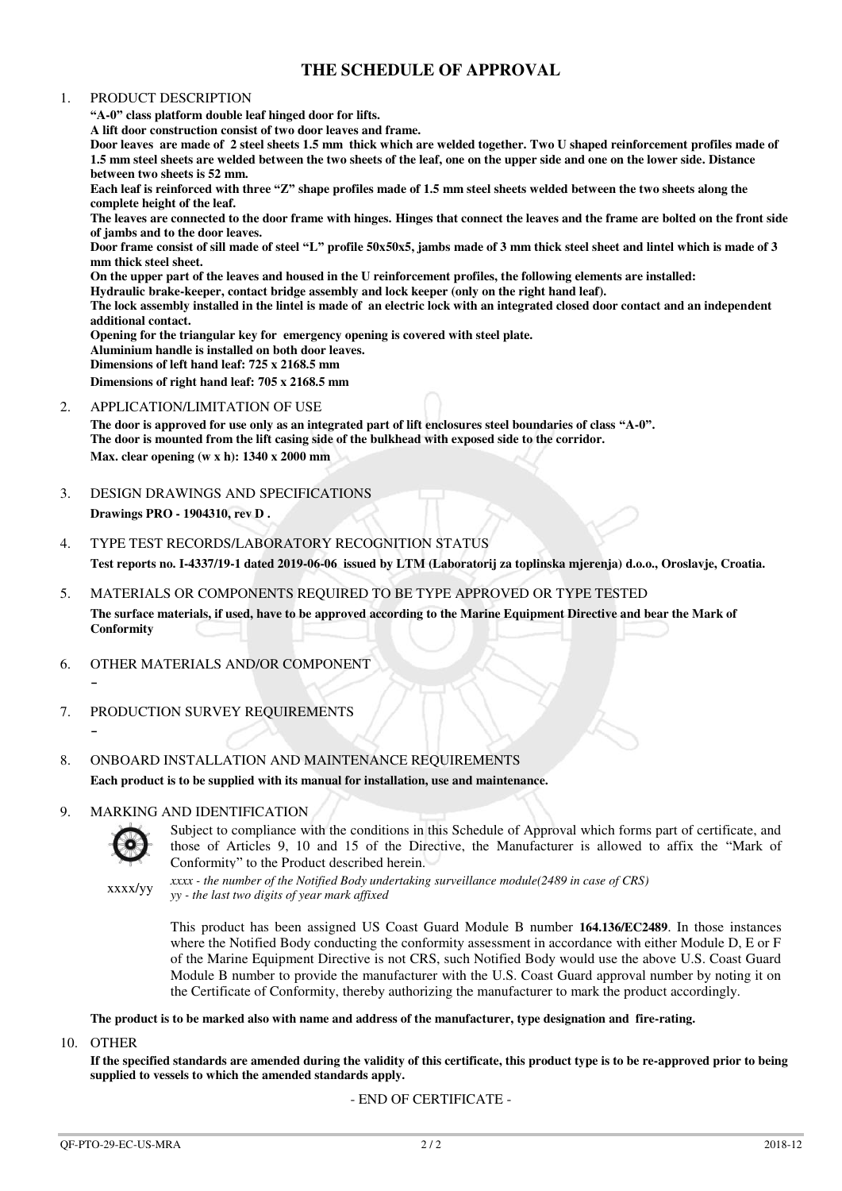# THE SCHEDULE OF APPROVAL

1. PRODUCT DESCRIPTION

   **"A-0" class platform double leaf hinged door for lifts.**
   **A lift door construction consist of two door leaves and frame.**
   **Door leaves are made of 2 steel sheets 1.5 mm thick which are welded together. Two U shaped reinforcement profiles made of 1.5 mm steel sheets are welded between the two sheets of the leaf, one on the upper side and one on the lower side. Distance between two sheets is 52 mm.**
   **Each leaf is reinforced with three "Z" shape profiles made of 1.5 mm steel sheets welded between the two sheets along the complete height of the leaf.**
   **The leaves are connected to the door frame with hinges. Hinges that connect the leaves and the frame are bolted on the front side of jambs and to the door leaves.**
   **Door frame consist of sill made of steel "L" profile 50x50x5, jambs made of 3 mm thick steel sheet and lintel which is made of 3 mm thick steel sheet.**
   **On the upper part of the leaves and housed in the U reinforcement profiles, the following elements are installed:**
   **Hydraulic brake-keeper, contact bridge assembly and lock keeper (only on the right hand leaf).**
   **The lock assembly installed in the lintel is made of an electric lock with an integrated closed door contact and an independent additional contact.**
   **Opening for the triangular key for emergency opening is covered with steel plate.**
   **Aluminium handle is installed on both door leaves.**
   **Dimensions of left hand leaf: 725 x 2168.5 mm**
   **Dimensions of right hand leaf: 705 x 2168.5 mm**

2. APPLICATION/LIMITATION OF USE

   **The door is approved for use only as an integrated part of lift enclosures steel boundaries of class "A-0".**
   **The door is mounted from the lift casing side of the bulkhead with exposed side to the corridor.**
   **Max. clear opening (w x h): 1340 x 2000 mm**

3. DESIGN DRAWINGS AND SPECIFICATIONS

   **Drawings PRO - 1904310, rev D .**

4. TYPE TEST RECORDS/LABORATORY RECOGNITION STATUS

   **Test reports no. I-4337/19-1 dated 2019-06-06 issued by LTM (Laboratorij za toplinska mjerenja) d.o.o., Oroslavje, Croatia.**

5. MATERIALS OR COMPONENTS REQUIRED TO BE TYPE APPROVED OR TYPE TESTED

   **The surface materials, if used, have to be approved according to the Marine Equipment Directive and bear the Mark of Conformity**

6. OTHER MATERIALS AND/OR COMPONENT

   -

7. PRODUCTION SURVEY REQUIREMENTS

   -

8. ONBOARD INSTALLATION AND MAINTENANCE REQUIREMENTS

   **Each product is to be supplied with its manual for installation, use and maintenance.**

9. MARKING AND IDENTIFICATION

   Subject to compliance with the conditions in this Schedule of Approval which forms part of certificate, and those of Articles 9, 10 and 15 of the Directive, the Manufacturer is allowed to affix the "Mark of Conformity" to the Product described herein.

   xxxx/yy

   *xxxx - the number of the Notified Body undertaking surveillance module(2489 in case of CRS)*
   *yy - the last two digits of year mark affixed*

   This product has been assigned US Coast Guard Module B number **164.136/EC2489**. In those instances where the Notified Body conducting the conformity assessment in accordance with either Module D, E or F of the Marine Equipment Directive is not CRS, such Notified Body would use the above U.S. Coast Guard Module B number to provide the manufacturer with the U.S. Coast Guard approval number by noting it on the Certificate of Conformity, thereby authorizing the manufacturer to mark the product accordingly.

   **The product is to be marked also with name and address of the manufacturer, type designation and fire-rating.**

10. OTHER

    **If the specified standards are amended during the validity of this certificate, this product type is to be re-approved prior to being supplied to vessels to which the amended standards apply.**

- END OF CERTIFICATE -